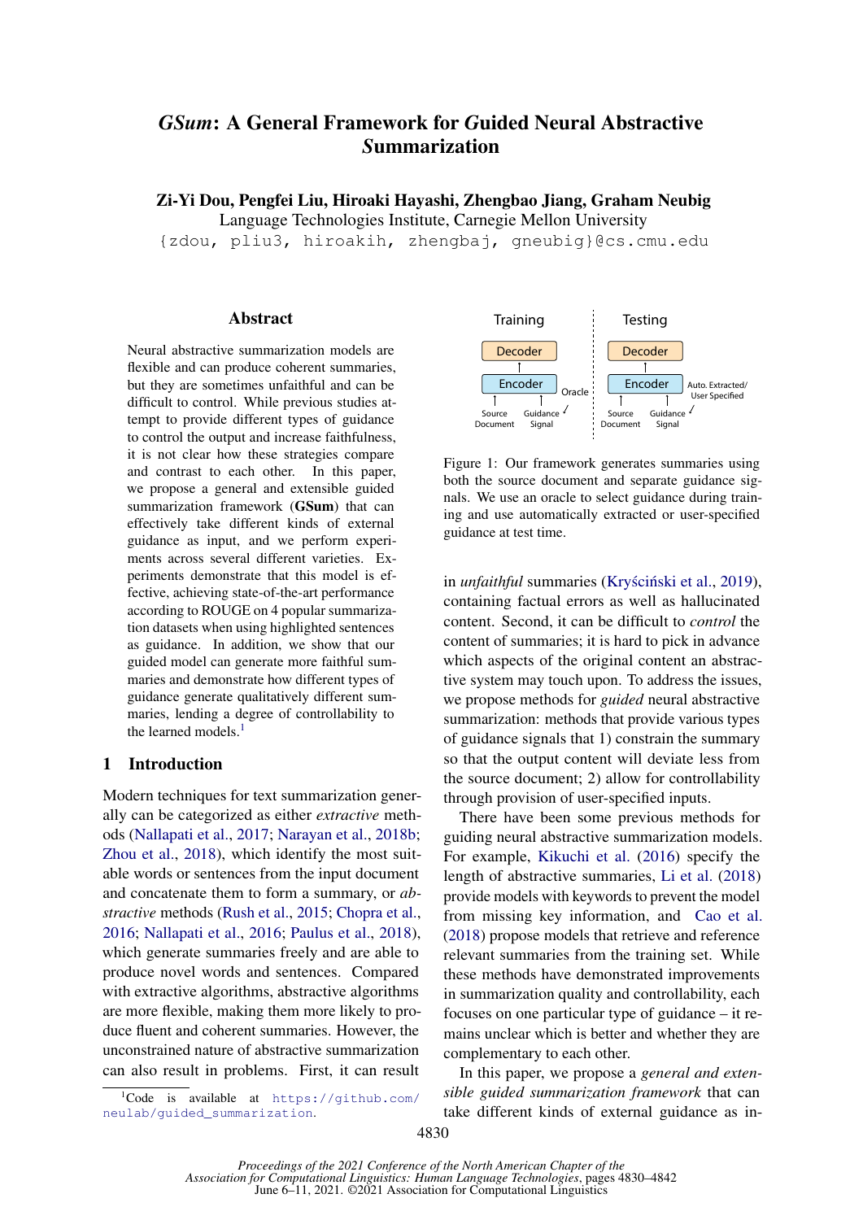# *GSum*: A General Framework for *G*uided Neural Abstractive *S*ummarization

**Zi-Yi Dou, Pengfei Liu, Hiroaki Hayashi, Zhengbao Jiang, Graham Neubig**
Language Technologies Institute, Carnegie Mellon University
{zdou, pliu3, hiroakih, zhengbaj, gneubig}@cs.cmu.edu

## Abstract

Neural abstractive summarization models are flexible and can produce coherent summaries, but they are sometimes unfaithful and can be difficult to control. While previous studies attempt to provide different types of guidance to control the output and increase faithfulness, it is not clear how these strategies compare and contrast to each other. In this paper, we propose a general and extensible guided summarization framework (**GSum**) that can effectively take different kinds of external guidance as input, and we perform experiments across several different varieties. Experiments demonstrate that this model is effective, achieving state-of-the-art performance according to ROUGE on 4 popular summarization datasets when using highlighted sentences as guidance. In addition, we show that our guided model can generate more faithful summaries and demonstrate how different types of guidance generate qualitatively different summaries, lending a degree of controllability to the learned models.[1]

## 1 Introduction

Modern techniques for text summarization generally can be categorized as either *extractive* methods (Nallapati et al., 2017; Narayan et al., 2018b; Zhou et al., 2018), which identify the most suitable words or sentences from the input document and concatenate them to form a summary, or *abstractive* methods (Rush et al., 2015; Chopra et al., 2016; Nallapati et al., 2016; Paulus et al., 2018), which generate summaries freely and are able to produce novel words and sentences. Compared with extractive algorithms, abstractive algorithms are more flexible, making them more likely to produce fluent and coherent summaries. However, the unconstrained nature of abstractive summarization can also result in problems. First, it can result in *unfaithful* summaries (Kryściński et al., 2019), containing factual errors as well as hallucinated content. Second, it can be difficult to *control* the content of summaries; it is hard to pick in advance which aspects of the original content an abstractive system may touch upon. To address the issues, we propose methods for *guided* neural abstractive summarization: methods that provide various types of guidance signals that 1) constrain the summary so that the output content will deviate less from the source document; 2) allow for controllability through provision of user-specified inputs.

Figure 1: Our framework generates summaries using both the source document and separate guidance signals. We use an oracle to select guidance during training and use automatically extracted or user-specified guidance at test time.

There have been some previous methods for guiding neural abstractive summarization models. For example, Kikuchi et al. (2016) specify the length of abstractive summaries, Li et al. (2018) provide models with keywords to prevent the model from missing key information, and Cao et al. (2018) propose models that retrieve and reference relevant summaries from the training set. While these methods have demonstrated improvements in summarization quality and controllability, each focuses on one particular type of guidance – it remains unclear which is better and whether they are complementary to each other.

In this paper, we propose a *general and extensible guided summarization framework* that can take different kinds of external guidance as in-

[1]Code is available at https://github.com/neulab/guided_summarization.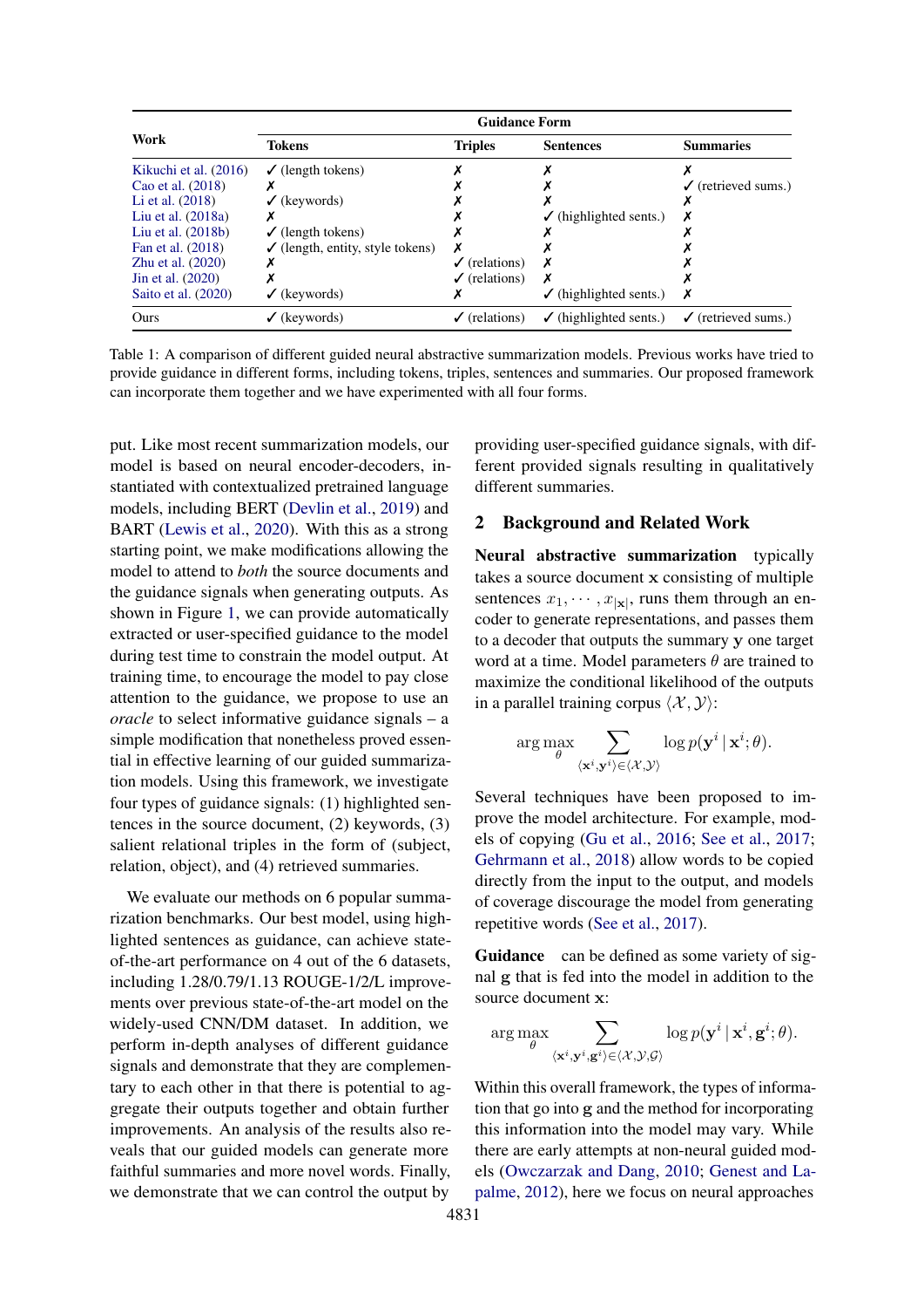| Work | Guidance Form | | | |
|---|---|---|---|---|
| | **Tokens** | **Triples** | **Sentences** | **Summaries** |
| Kikuchi et al. (2016) | ✓ (length tokens) | ✗ | ✗ | ✗ |
| Cao et al. (2018) | ✗ | ✗ | ✗ | ✓ (retrieved sums.) |
| Li et al. (2018) | ✓ (keywords) | ✗ | ✗ | ✗ |
| Liu et al. (2018a) | ✗ | ✗ | ✓ (highlighted sents.) | ✗ |
| Liu et al. (2018b) | ✓ (length tokens) | ✗ | ✗ | ✗ |
| Fan et al. (2018) | ✓ (length, entity, style tokens) | ✗ | ✗ | ✗ |
| Zhu et al. (2020) | ✗ | ✓ (relations) | ✗ | ✗ |
| Jin et al. (2020) | ✗ | ✓ (relations) | ✗ | ✗ |
| Saito et al. (2020) | ✓ (keywords) | ✗ | ✓ (highlighted sents.) | ✗ |
| Ours | ✓ (keywords) | ✓ (relations) | ✓ (highlighted sents.) | ✓ (retrieved sums.) |

Table 1: A comparison of different guided neural abstractive summarization models. Previous works have tried to provide guidance in different forms, including tokens, triples, sentences and summaries. Our proposed framework can incorporate them together and we have experimented with all four forms.

put. Like most recent summarization models, our model is based on neural encoder-decoders, instantiated with contextualized pretrained language models, including BERT (Devlin et al., 2019) and BART (Lewis et al., 2020). With this as a strong starting point, we make modifications allowing the model to attend to *both* the source documents and the guidance signals when generating outputs. As shown in Figure 1, we can provide automatically extracted or user-specified guidance to the model during test time to constrain the model output. At training time, to encourage the model to pay close attention to the guidance, we propose to use an *oracle* to select informative guidance signals – a simple modification that nonetheless proved essential in effective learning of our guided summarization models. Using this framework, we investigate four types of guidance signals: (1) highlighted sentences in the source document, (2) keywords, (3) salient relational triples in the form of (subject, relation, object), and (4) retrieved summaries.

We evaluate our methods on 6 popular summarization benchmarks. Our best model, using highlighted sentences as guidance, can achieve state-of-the-art performance on 4 out of the 6 datasets, including 1.28/0.79/1.13 ROUGE-1/2/L improvements over previous state-of-the-art model on the widely-used CNN/DM dataset. In addition, we perform in-depth analyses of different guidance signals and demonstrate that they are complementary to each other in that there is potential to aggregate their outputs together and obtain further improvements. An analysis of the results also reveals that our guided models can generate more faithful summaries and more novel words. Finally, we demonstrate that we can control the output by providing user-specified guidance signals, with different provided signals resulting in qualitatively different summaries.

## 2 Background and Related Work

**Neural abstractive summarization** typically takes a source document $\mathbf{x}$ consisting of multiple sentences $x_1, \cdots, x_{|\mathbf{x}|}$, runs them through an encoder to generate representations, and passes them to a decoder that outputs the summary $\mathbf{y}$ one target word at a time. Model parameters $\theta$ are trained to maximize the conditional likelihood of the outputs in a parallel training corpus $\langle \mathcal{X}, \mathcal{Y} \rangle$:

$$\arg\max_{\theta} \sum_{\langle \mathbf{x}^i, \mathbf{y}^i \rangle \in \langle \mathcal{X}, \mathcal{Y} \rangle} \log p(\mathbf{y}^i \mid \mathbf{x}^i; \theta).$$

Several techniques have been proposed to improve the model architecture. For example, models of copying (Gu et al., 2016; See et al., 2017; Gehrmann et al., 2018) allow words to be copied directly from the input to the output, and models of coverage discourage the model from generating repetitive words (See et al., 2017).

**Guidance** can be defined as some variety of signal $\mathbf{g}$ that is fed into the model in addition to the source document $\mathbf{x}$:

$$\arg\max_{\theta} \sum_{\langle \mathbf{x}^i, \mathbf{y}^i, \mathbf{g}^i \rangle \in \langle \mathcal{X}, \mathcal{Y}, \mathcal{G} \rangle} \log p(\mathbf{y}^i \mid \mathbf{x}^i, \mathbf{g}^i; \theta).$$

Within this overall framework, the types of information that go into $\mathbf{g}$ and the method for incorporating this information into the model may vary. While there are early attempts at non-neural guided models (Owczarzak and Dang, 2010; Genest and Lapalme, 2012), here we focus on neural approaches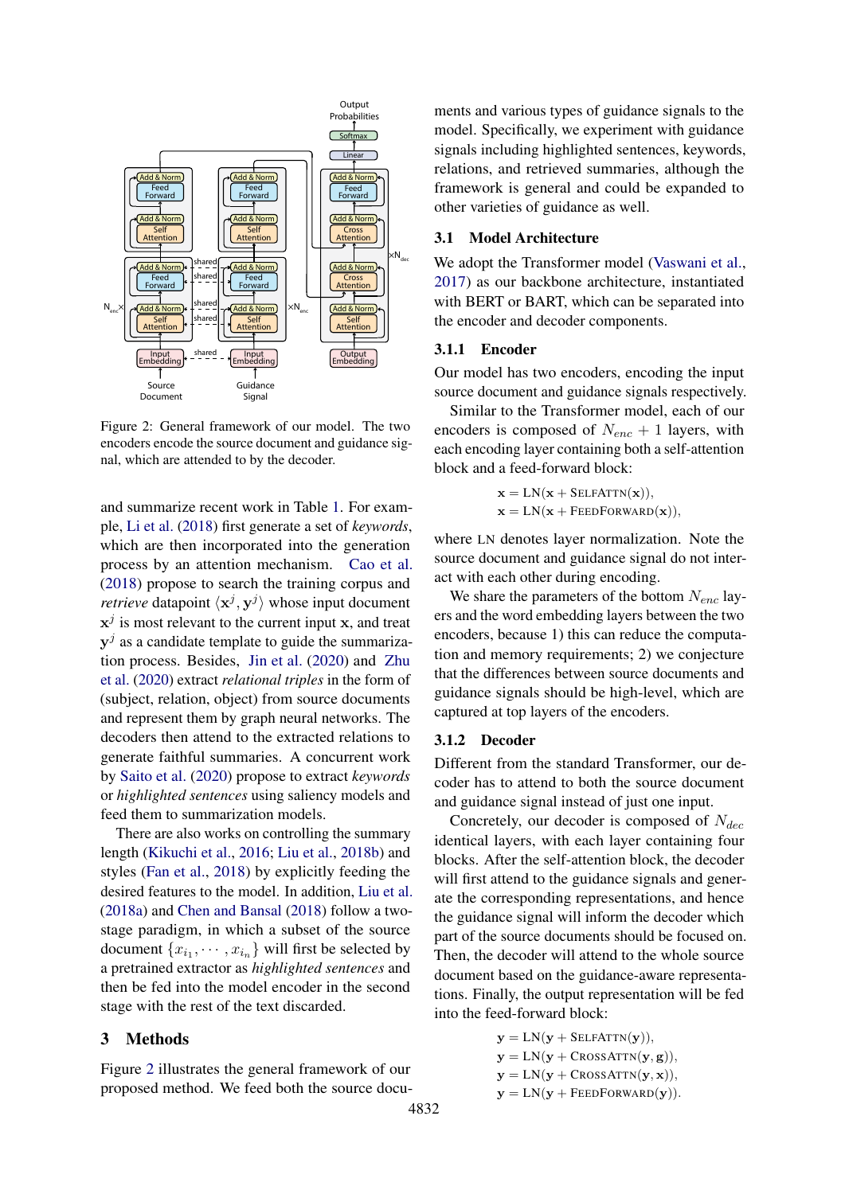Figure 2: General framework of our model. The two encoders encode the source document and guidance signal, which are attended to by the decoder.

and summarize recent work in Table 1. For example, Li et al. (2018) first generate a set of *keywords*, which are then incorporated into the generation process by an attention mechanism. Cao et al. (2018) propose to search the training corpus and *retrieve* datapoint $\langle \mathbf{x}^j, \mathbf{y}^j \rangle$ whose input document $\mathbf{x}^j$ is most relevant to the current input $\mathbf{x}$, and treat $\mathbf{y}^j$ as a candidate template to guide the summarization process. Besides, Jin et al. (2020) and Zhu et al. (2020) extract *relational triples* in the form of (subject, relation, object) from source documents and represent them by graph neural networks. The decoders then attend to the extracted relations to generate faithful summaries. A concurrent work by Saito et al. (2020) propose to extract *keywords* or *highlighted sentences* using saliency models and feed them to summarization models.

There are also works on controlling the summary length (Kikuchi et al., 2016; Liu et al., 2018b) and styles (Fan et al., 2018) by explicitly feeding the desired features to the model. In addition, Liu et al. (2018a) and Chen and Bansal (2018) follow a two-stage paradigm, in which a subset of the source document $\{x_{i_1}, \cdots, x_{i_n}\}$ will first be selected by a pretrained extractor as *highlighted sentences* and then be fed into the model encoder in the second stage with the rest of the text discarded.

## 3 Methods

Figure 2 illustrates the general framework of our proposed method. We feed both the source documents and various types of guidance signals to the model. Specifically, we experiment with guidance signals including highlighted sentences, keywords, relations, and retrieved summaries, although the framework is general and could be expanded to other varieties of guidance as well.

### 3.1 Model Architecture

We adopt the Transformer model (Vaswani et al., 2017) as our backbone architecture, instantiated with BERT or BART, which can be separated into the encoder and decoder components.

#### 3.1.1 Encoder

Our model has two encoders, encoding the input source document and guidance signals respectively.

Similar to the Transformer model, each of our encoders is composed of $N_{enc} + 1$ layers, with each encoding layer containing both a self-attention block and a feed-forward block:

$$\mathbf{x} = \text{LN}(\mathbf{x} + \text{SelfAttn}(\mathbf{x})),$$
$$\mathbf{x} = \text{LN}(\mathbf{x} + \text{FeedForward}(\mathbf{x})),$$

where LN denotes layer normalization. Note the source document and guidance signal do not interact with each other during encoding.

We share the parameters of the bottom $N_{enc}$ layers and the word embedding layers between the two encoders, because 1) this can reduce the computation and memory requirements; 2) we conjecture that the differences between source documents and guidance signals should be high-level, which are captured at top layers of the encoders.

#### 3.1.2 Decoder

Different from the standard Transformer, our decoder has to attend to both the source document and guidance signal instead of just one input.

Concretely, our decoder is composed of $N_{dec}$ identical layers, with each layer containing four blocks. After the self-attention block, the decoder will first attend to the guidance signals and generate the corresponding representations, and hence the guidance signal will inform the decoder which part of the source documents should be focused on. Then, the decoder will attend to the whole source document based on the guidance-aware representations. Finally, the output representation will be fed into the feed-forward block:

$$\mathbf{y} = \text{LN}(\mathbf{y} + \text{SelfAttn}(\mathbf{y})),$$
$$\mathbf{y} = \text{LN}(\mathbf{y} + \text{CrossAttn}(\mathbf{y}, \mathbf{g})),$$
$$\mathbf{y} = \text{LN}(\mathbf{y} + \text{CrossAttn}(\mathbf{y}, \mathbf{x})),$$
$$\mathbf{y} = \text{LN}(\mathbf{y} + \text{FeedForward}(\mathbf{y})).$$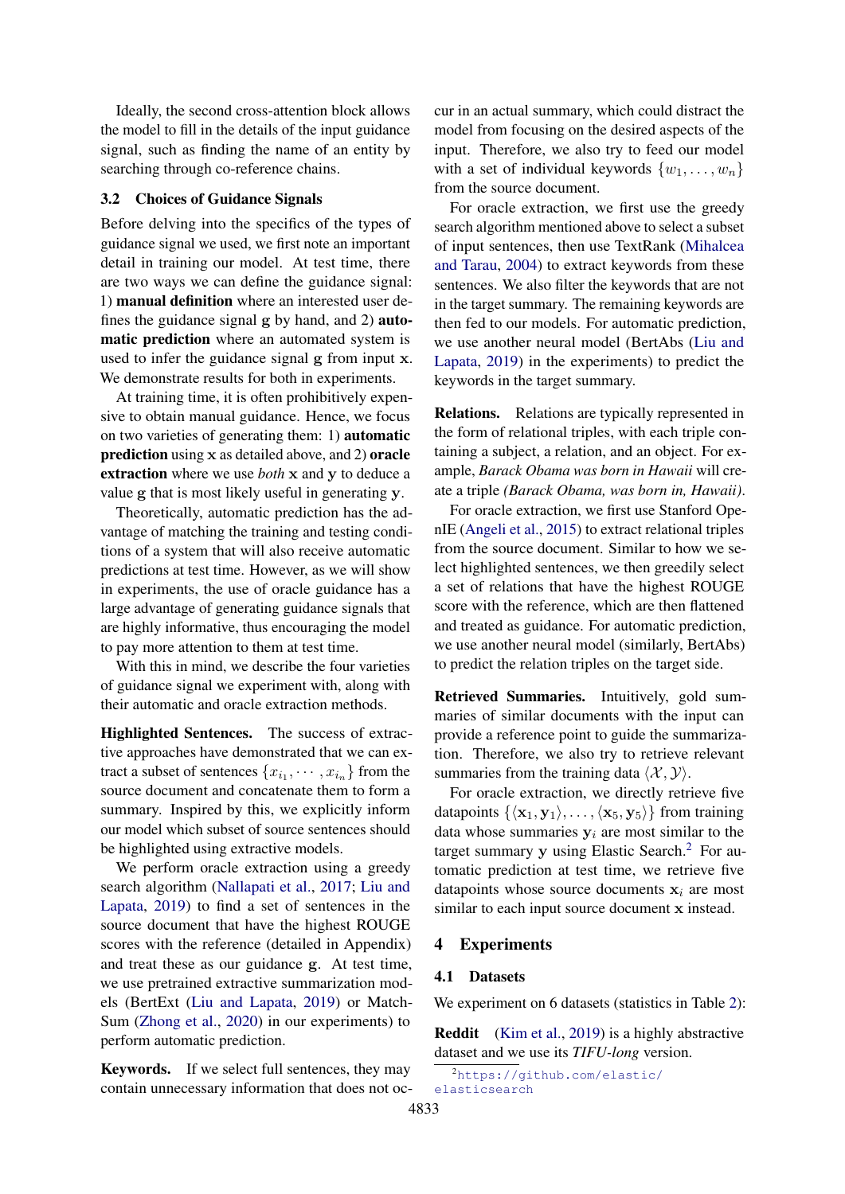Ideally, the second cross-attention block allows the model to fill in the details of the input guidance signal, such as finding the name of an entity by searching through co-reference chains.

### 3.2 Choices of Guidance Signals

Before delving into the specifics of the types of guidance signal we used, we first note an important detail in training our model. At test time, there are two ways we can define the guidance signal: 1) **manual definition** where an interested user defines the guidance signal $\mathbf{g}$ by hand, and 2) **automatic prediction** where an automated system is used to infer the guidance signal $\mathbf{g}$ from input $\mathbf{x}$. We demonstrate results for both in experiments.

At training time, it is often prohibitively expensive to obtain manual guidance. Hence, we focus on two varieties of generating them: 1) **automatic prediction** using $\mathbf{x}$ as detailed above, and 2) **oracle extraction** where we use *both* $\mathbf{x}$ and $\mathbf{y}$ to deduce a value $\mathbf{g}$ that is most likely useful in generating $\mathbf{y}$.

Theoretically, automatic prediction has the advantage of matching the training and testing conditions of a system that will also receive automatic predictions at test time. However, as we will show in experiments, the use of oracle guidance has a large advantage of generating guidance signals that are highly informative, thus encouraging the model to pay more attention to them at test time.

With this in mind, we describe the four varieties of guidance signal we experiment with, along with their automatic and oracle extraction methods.

**Highlighted Sentences.** The success of extractive approaches have demonstrated that we can extract a subset of sentences $\{x_{i_1}, \cdots, x_{i_n}\}$ from the source document and concatenate them to form a summary. Inspired by this, we explicitly inform our model which subset of source sentences should be highlighted using extractive models.

We perform oracle extraction using a greedy search algorithm (Nallapati et al., 2017; Liu and Lapata, 2019) to find a set of sentences in the source document that have the highest ROUGE scores with the reference (detailed in Appendix) and treat these as our guidance $\mathbf{g}$. At test time, we use pretrained extractive summarization models (BertExt (Liu and Lapata, 2019) or MatchSum (Zhong et al., 2020) in our experiments) to perform automatic prediction.

**Keywords.** If we select full sentences, they may contain unnecessary information that does not occur in an actual summary, which could distract the model from focusing on the desired aspects of the input. Therefore, we also try to feed our model with a set of individual keywords $\{w_1, \ldots, w_n\}$ from the source document.

For oracle extraction, we first use the greedy search algorithm mentioned above to select a subset of input sentences, then use TextRank (Mihalcea and Tarau, 2004) to extract keywords from these sentences. We also filter the keywords that are not in the target summary. The remaining keywords are then fed to our models. For automatic prediction, we use another neural model (BertAbs (Liu and Lapata, 2019) in the experiments) to predict the keywords in the target summary.

**Relations.** Relations are typically represented in the form of relational triples, with each triple containing a subject, a relation, and an object. For example, *Barack Obama was born in Hawaii* will create a triple *(Barack Obama, was born in, Hawaii)*.

For oracle extraction, we first use Stanford OpenIE (Angeli et al., 2015) to extract relational triples from the source document. Similar to how we select highlighted sentences, we then greedily select a set of relations that have the highest ROUGE score with the reference, which are then flattened and treated as guidance. For automatic prediction, we use another neural model (similarly, BertAbs) to predict the relation triples on the target side.

**Retrieved Summaries.** Intuitively, gold summaries of similar documents with the input can provide a reference point to guide the summarization. Therefore, we also try to retrieve relevant summaries from the training data $\langle \mathcal{X}, \mathcal{Y} \rangle$.

For oracle extraction, we directly retrieve five datapoints $\{\langle \mathbf{x}_1, \mathbf{y}_1 \rangle, \ldots, \langle \mathbf{x}_5, \mathbf{y}_5 \rangle\}$ from training data whose summaries $\mathbf{y}_i$ are most similar to the target summary $\mathbf{y}$ using Elastic Search.[2] For automatic prediction at test time, we retrieve five datapoints whose source documents $\mathbf{x}_i$ are most similar to each input source document $\mathbf{x}$ instead.

## 4 Experiments

### 4.1 Datasets

We experiment on 6 datasets (statistics in Table 2):

**Reddit** (Kim et al., 2019) is a highly abstractive dataset and we use its *TIFU-long* version.

[2] https://github.com/elastic/elasticsearch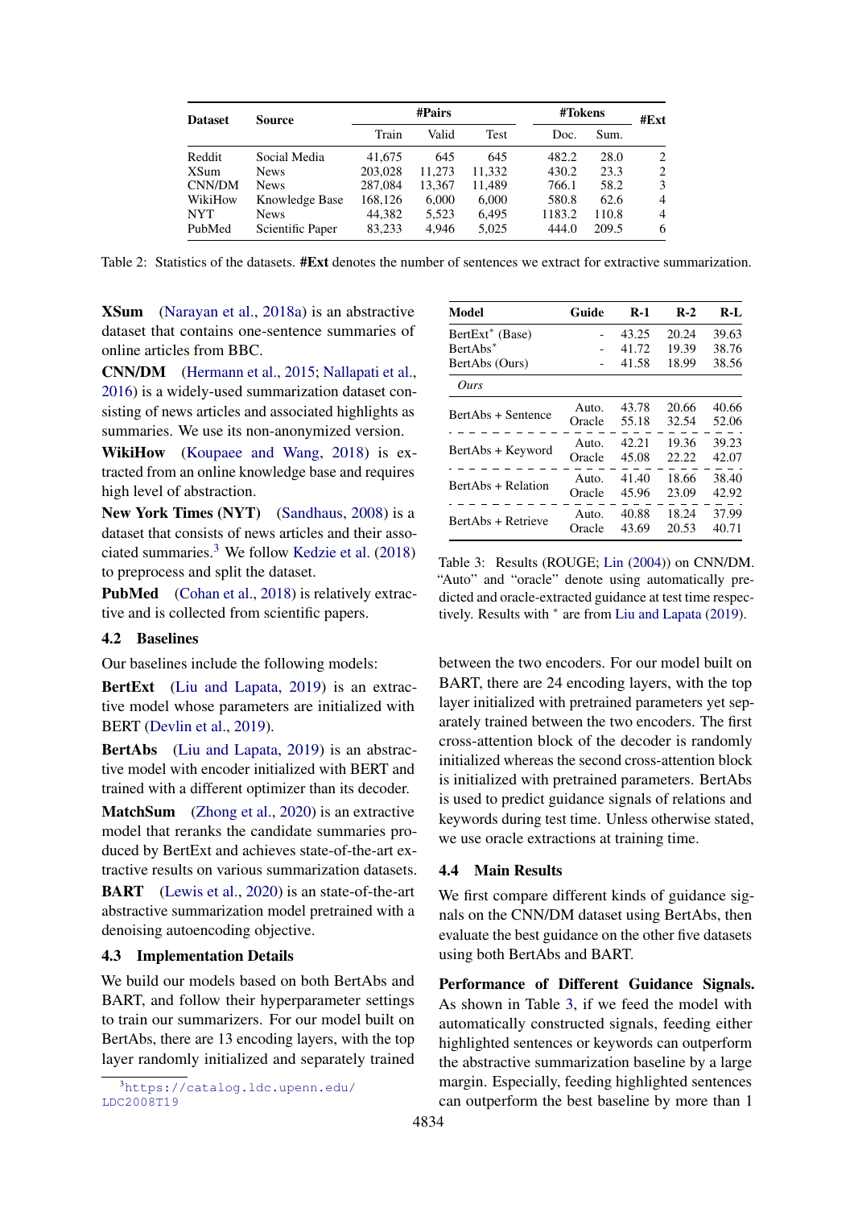| Dataset | Source | #Pairs | | | #Tokens | | #Ext |
|---|---|---|---|---|---|---|---|
| | | Train | Valid | Test | Doc. | Sum. | |
| Reddit | Social Media | 41,675 | 645 | 645 | 482.2 | 28.0 | 2 |
| XSum | News | 203,028 | 11,273 | 11,332 | 430.2 | 23.3 | 2 |
| CNN/DM | News | 287,084 | 13,367 | 11,489 | 766.1 | 58.2 | 3 |
| WikiHow | Knowledge Base | 168,126 | 6,000 | 6,000 | 580.8 | 62.6 | 4 |
| NYT | News | 44,382 | 5,523 | 6,495 | 1183.2 | 110.8 | 4 |
| PubMed | Scientific Paper | 83,233 | 4,946 | 5,025 | 444.0 | 209.5 | 6 |

Table 2: Statistics of the datasets. **#Ext** denotes the number of sentences we extract for extractive summarization.

**XSum** (Narayan et al., 2018a) is an abstractive dataset that contains one-sentence summaries of online articles from BBC.

**CNN/DM** (Hermann et al., 2015; Nallapati et al., 2016) is a widely-used summarization dataset consisting of news articles and associated highlights as summaries. We use its non-anonymized version.

**WikiHow** (Koupaee and Wang, 2018) is extracted from an online knowledge base and requires high level of abstraction.

**New York Times (NYT)** (Sandhaus, 2008) is a dataset that consists of news articles and their associated summaries.[3] We follow Kedzie et al. (2018) to preprocess and split the dataset.

**PubMed** (Cohan et al., 2018) is relatively extractive and is collected from scientific papers.

## 4.2 Baselines

Our baselines include the following models:

**BertExt** (Liu and Lapata, 2019) is an extractive model whose parameters are initialized with BERT (Devlin et al., 2019).

**BertAbs** (Liu and Lapata, 2019) is an abstractive model with encoder initialized with BERT and trained with a different optimizer than its decoder.

**MatchSum** (Zhong et al., 2020) is an extractive model that reranks the candidate summaries produced by BertExt and achieves state-of-the-art extractive results on various summarization datasets.

**BART** (Lewis et al., 2020) is an state-of-the-art abstractive summarization model pretrained with a denoising autoencoding objective.

## 4.3 Implementation Details

We build our models based on both BertAbs and BART, and follow their hyperparameter settings to train our summarizers. For our model built on BertAbs, there are 13 encoding layers, with the top layer randomly initialized and separately trained between the two encoders. For our model built on BART, there are 24 encoding layers, with the top layer initialized with pretrained parameters yet separately trained between the two encoders. The first cross-attention block of the decoder is randomly initialized whereas the second cross-attention block is initialized with pretrained parameters. BertAbs is used to predict guidance signals of relations and keywords during test time. Unless otherwise stated, we use oracle extractions at training time.

[3] https://catalog.ldc.upenn.edu/LDC2008T19

| Model | Guide | R-1 | R-2 | R-L |
|---|---|---|---|---|
| BertExt* (Base) | - | 43.25 | 20.24 | 39.63 |
| BertAbs* | - | 41.72 | 19.39 | 38.76 |
| BertAbs (Ours) | - | 41.58 | 18.99 | 38.56 |
| *Ours* | | | | |
| BertAbs + Sentence | Auto. | 43.78 | 20.66 | 40.66 |
| | Oracle | 55.18 | 32.54 | 52.06 |
| BertAbs + Keyword | Auto. | 42.21 | 19.36 | 39.23 |
| | Oracle | 45.08 | 22.22 | 42.07 |
| BertAbs + Relation | Auto. | 41.40 | 18.66 | 38.40 |
| | Oracle | 45.96 | 23.09 | 42.92 |
| BertAbs + Retrieve | Auto. | 40.88 | 18.24 | 37.99 |
| | Oracle | 43.69 | 20.53 | 40.71 |

Table 3: Results (ROUGE; Lin (2004)) on CNN/DM. "Auto" and "oracle" denote using automatically predicted and oracle-extracted guidance at test time respectively. Results with * are from Liu and Lapata (2019).

## 4.4 Main Results

We first compare different kinds of guidance signals on the CNN/DM dataset using BertAbs, then evaluate the best guidance on the other five datasets using both BertAbs and BART.

**Performance of Different Guidance Signals.** As shown in Table 3, if we feed the model with automatically constructed signals, feeding either highlighted sentences or keywords can outperform the abstractive summarization baseline by a large margin. Especially, feeding highlighted sentences can outperform the best baseline by more than 1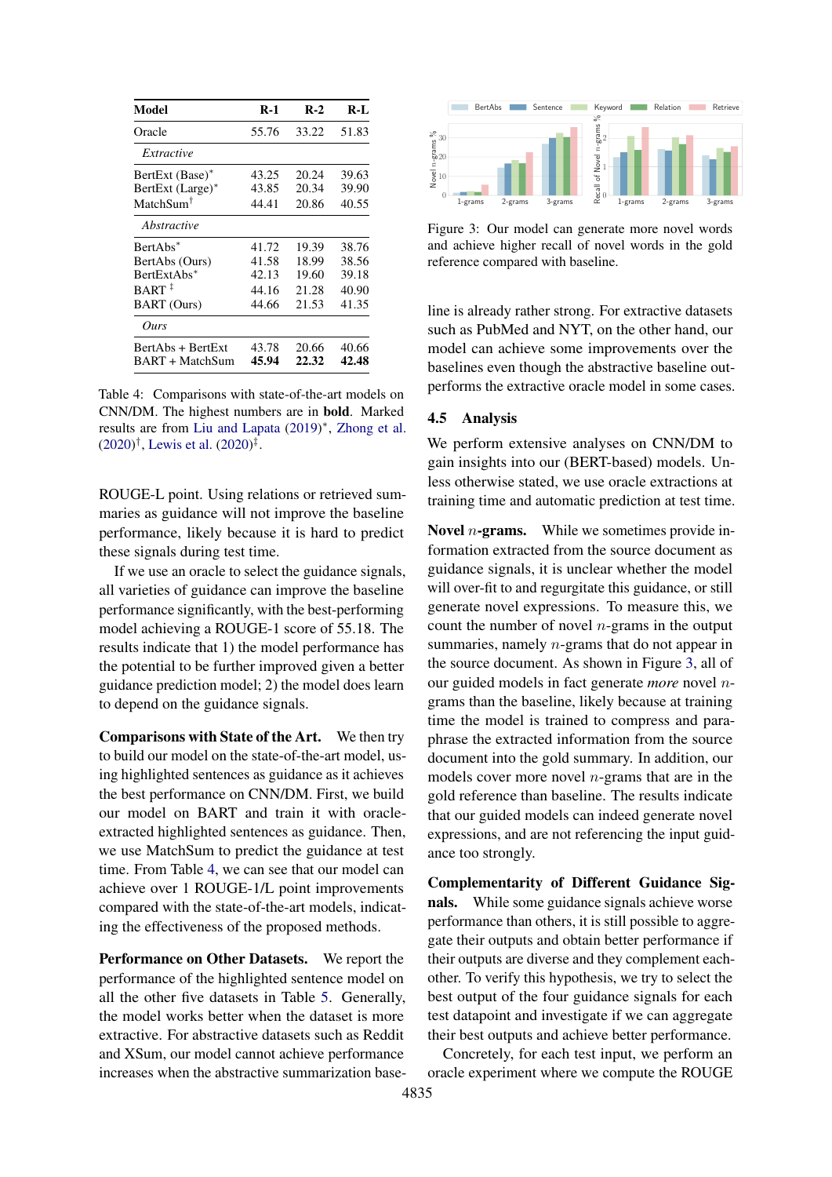| Model | R-1 | R-2 | R-L |
|---|---|---|---|
| Oracle | 55.76 | 33.22 | 51.83 |
| *Extractive* | | | |
| BertExt (Base)* | 43.25 | 20.24 | 39.63 |
| BertExt (Large)* | 43.85 | 20.34 | 39.90 |
| MatchSum† | 44.41 | 20.86 | 40.55 |
| *Abstractive* | | | |
| BertAbs* | 41.72 | 19.39 | 38.76 |
| BertAbs (Ours) | 41.58 | 18.99 | 38.56 |
| BertExtAbs* | 42.13 | 19.60 | 39.18 |
| BART ‡ | 44.16 | 21.28 | 40.90 |
| BART (Ours) | 44.66 | 21.53 | 41.35 |
| *Ours* | | | |
| BertAbs + BertExt | 43.78 | 20.66 | 40.66 |
| BART + MatchSum | **45.94** | **22.32** | **42.48** |

Table 4: Comparisons with state-of-the-art models on CNN/DM. The highest numbers are in **bold**. Marked results are from Liu and Lapata (2019)*, Zhong et al. (2020)†, Lewis et al. (2020)‡.

ROUGE-L point. Using relations or retrieved summaries as guidance will not improve the baseline performance, likely because it is hard to predict these signals during test time.

If we use an oracle to select the guidance signals, all varieties of guidance can improve the baseline performance significantly, with the best-performing model achieving a ROUGE-1 score of 55.18. The results indicate that 1) the model performance has the potential to be further improved given a better guidance prediction model; 2) the model does learn to depend on the guidance signals.

**Comparisons with State of the Art.** We then try to build our model on the state-of-the-art model, using highlighted sentences as guidance as it achieves the best performance on CNN/DM. First, we build our model on BART and train it with oracle-extracted highlighted sentences as guidance. Then, we use MatchSum to predict the guidance at test time. From Table 4, we can see that our model can achieve over 1 ROUGE-1/L point improvements compared with the state-of-the-art models, indicating the effectiveness of the proposed methods.

**Performance on Other Datasets.** We report the performance of the highlighted sentence model on all the other five datasets in Table 5. Generally, the model works better when the dataset is more extractive. For abstractive datasets such as Reddit and XSum, our model cannot achieve performance increases when the abstractive summarization baseline is already rather strong. For extractive datasets such as PubMed and NYT, on the other hand, our model can achieve some improvements over the baselines even though the abstractive baseline outperforms the extractive oracle model in some cases.

Figure 3: Our model can generate more novel words and achieve higher recall of novel words in the gold reference compared with baseline.

## 4.5 Analysis

We perform extensive analyses on CNN/DM to gain insights into our (BERT-based) models. Unless otherwise stated, we use oracle extractions at training time and automatic prediction at test time.

**Novel $n$-grams.** While we sometimes provide information extracted from the source document as guidance signals, it is unclear whether the model will over-fit to and regurgitate this guidance, or still generate novel expressions. To measure this, we count the number of novel $n$-grams in the output summaries, namely $n$-grams that do not appear in the source document. As shown in Figure 3, all of our guided models in fact generate *more* novel $n$-grams than the baseline, likely because at training time the model is trained to compress and paraphrase the extracted information from the source document into the gold summary. In addition, our models cover more novel $n$-grams that are in the gold reference than baseline. The results indicate that our guided models can indeed generate novel expressions, and are not referencing the input guidance too strongly.

**Complementarity of Different Guidance Signals.** While some guidance signals achieve worse performance than others, it is still possible to aggregate their outputs and obtain better performance if their outputs are diverse and they complement each-other. To verify this hypothesis, we try to select the best output of the four guidance signals for each test datapoint and investigate if we can aggregate their best outputs and achieve better performance.

Concretely, for each test input, we perform an oracle experiment where we compute the ROUGE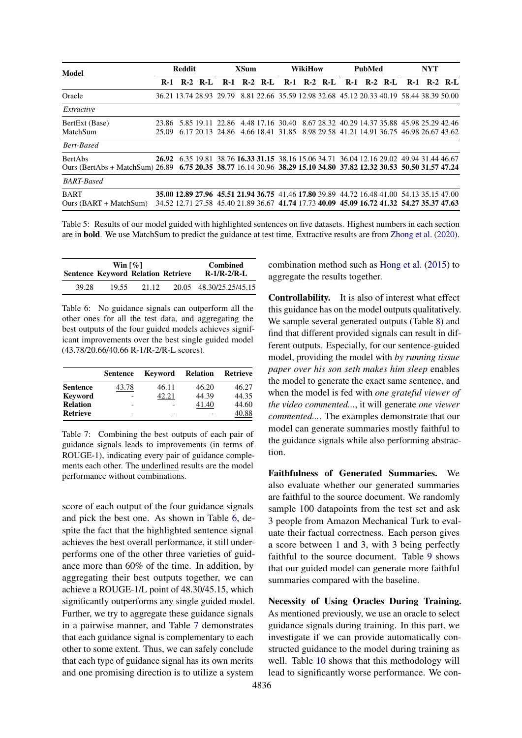| Model | Reddit | | | XSum | | | WikiHow | | | PubMed | | | NYT | | |
|---|---|---|---|---|---|---|---|---|---|---|---|---|---|---|---|
| | R-1 | R-2 | R-L | R-1 | R-2 | R-L | R-1 | R-2 | R-L | R-1 | R-2 | R-L | R-1 | R-2 | R-L |
| Oracle | 36.21 | 13.74 | 28.93 | 29.79 | 8.81 | 22.66 | 35.59 | 12.98 | 32.68 | 45.12 | 20.33 | 40.19 | 58.44 | 38.39 | 50.00 |
| *Extractive* | | | | | | | | | | | | | | | |
| BertExt (Base) | 23.86 | 5.85 | 19.11 | 22.86 | 4.48 | 17.16 | 30.40 | 8.67 | 28.32 | 40.29 | 14.37 | 35.88 | 45.98 | 25.29 | 42.46 |
| MatchSum | 25.09 | 6.17 | 20.13 | 24.86 | 4.66 | 18.41 | 31.85 | 8.98 | 29.58 | 41.21 | 14.91 | 36.75 | 46.98 | 26.67 | 43.62 |
| *Bert-Based* | | | | | | | | | | | | | | | |
| BertAbs | **26.92** | 6.35 | 19.81 | 38.76 | **16.33** | **31.15** | 38.16 | 15.06 | 34.71 | 36.04 | 12.16 | 29.02 | 49.94 | 31.44 | 46.67 |
| Ours (BertAbs + MatchSum) | 26.89 | **6.75** | **20.35** | **38.77** | 16.14 | 30.96 | **38.29** | **15.10** | **34.80** | **37.82** | **12.32** | **30.53** | **50.50** | **31.57** | **47.24** |
| *BART-Based* | | | | | | | | | | | | | | | |
| BART | **35.00** | **12.89** | **27.96** | **45.51** | **21.94** | **36.75** | 41.46 | **17.80** | 39.89 | 44.72 | 16.48 | 41.00 | 54.13 | 35.15 | 47.00 |
| Ours (BART + MatchSum) | 34.52 | 12.71 | 27.58 | 45.40 | 21.89 | 36.67 | **41.74** | 17.73 | **40.09** | **45.09** | **16.72** | **41.32** | **54.27** | **35.37** | **47.63** |

Table 5: Results of our model guided with highlighted sentences on five datasets. Highest numbers in each section are in **bold**. We use MatchSum to predict the guidance at test time. Extractive results are from Zhong et al. (2020).

| Win [%] | | | | Combined |
|---|---|---|---|---|
| Sentence | Keyword | Relation | Retrieve | R-1/R-2/R-L |
| 39.28 | 19.55 | 21.12 | 20.05 | 48.30/25.25/45.15 |

Table 6: No guidance signals can outperform all the other ones for all the test data, and aggregating the best outputs of the four guided models achieves significant improvements over the best single guided model (43.78/20.66/40.66 R-1/R-2/R-L scores).

| | Sentence | Keyword | Relation | Retrieve |
|---|---|---|---|---|
| **Sentence** | <u>43.78</u> | 46.11 | 46.20 | 46.27 |
| **Keyword** | - | <u>42.21</u> | 44.39 | 44.35 |
| **Relation** | - | - | <u>41.40</u> | 44.60 |
| **Retrieve** | - | - | - | <u>40.88</u> |

Table 7: Combining the best outputs of each pair of guidance signals leads to improvements (in terms of ROUGE-1), indicating every pair of guidance complements each other. The <u>underlined</u> results are the model performance without combinations.

score of each output of the four guidance signals and pick the best one. As shown in Table 6, despite the fact that the highlighted sentence signal achieves the best overall performance, it still underperforms one of the other three varieties of guidance more than 60% of the time. In addition, by aggregating their best outputs together, we can achieve a ROUGE-1/L point of 48.30/45.15, which significantly outperforms any single guided model. Further, we try to aggregate these guidance signals in a pairwise manner, and Table 7 demonstrates that each guidance signal is complementary to each other to some extent. Thus, we can safely conclude that each type of guidance signal has its own merits and one promising direction is to utilize a system combination method such as Hong et al. (2015) to aggregate the results together.

**Controllability.** It is also of interest what effect this guidance has on the model outputs qualitatively. We sample several generated outputs (Table 8) and find that different provided signals can result in different outputs. Especially, for our sentence-guided model, providing the model with *by running tissue paper over his son seth makes him sleep* enables the model to generate the exact same sentence, and when the model is fed with *one grateful viewer of the video commented...*, it will generate *one viewer commented...*. The examples demonstrate that our model can generate summaries mostly faithful to the guidance signals while also performing abstraction.

**Faithfulness of Generated Summaries.** We also evaluate whether our generated summaries are faithful to the source document. We randomly sample 100 datapoints from the test set and ask 3 people from Amazon Mechanical Turk to evaluate their factual correctness. Each person gives a score between 1 and 3, with 3 being perfectly faithful to the source document. Table 9 shows that our guided model can generate more faithful summaries compared with the baseline.

**Necessity of Using Oracles During Training.** As mentioned previously, we use an oracle to select guidance signals during training. In this part, we investigate if we can provide automatically constructed guidance to the model during training as well. Table 10 shows that this methodology will lead to significantly worse performance. We con-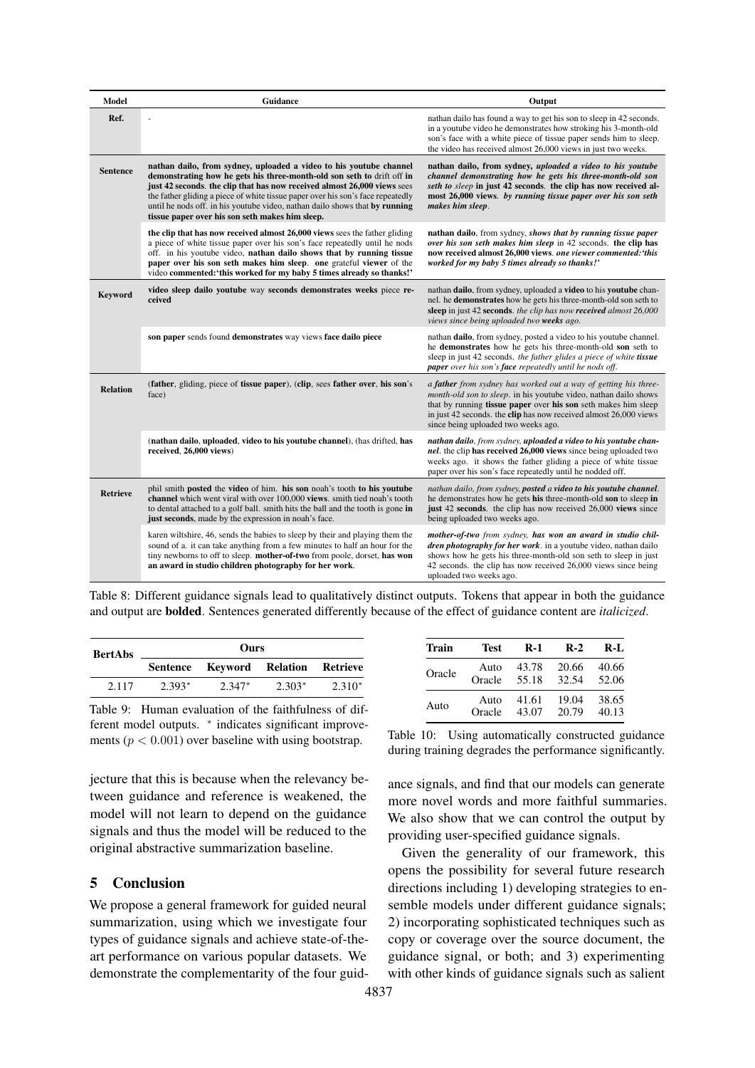| Model | Guidance | Output |
|---|---|---|
| Ref. | - | nathan dailo has found a way to get his son to sleep in 42 seconds. in a youtube video he demonstrates how stroking his 3-month-old son's face with a white piece of tissue paper sends him to sleep. the video has received almost 26,000 views in just two weeks. |
| Sentence | **nathan dailo, from sydney, uploaded a video to his youtube channel demonstrating how he gets his three-month-old son seth to** drift off **in just 42 seconds**. **the clip that has now received almost 26,000 views** sees the father gliding a piece of white tissue paper over his son's face repeatedly until he nods off. in his youtube video, nathan dailo shows that **by running tissue paper over his son seth makes him sleep.** | **nathan dailo, from sydney,** ***uploaded a video to his youtube channel demonstrating how he gets his three-month-old son seth to*** *sleep* **in just 42 seconds**. **the clip has now received almost 26,000 views**. ***by running tissue paper over his son seth makes him sleep***. |
| | **the clip that has now received almost 26,000 views** sees the father gliding a piece of white tissue paper over his son's face repeatedly until he nods off. in his youtube video, **nathan dailo shows that by running tissue paper over his son seth makes him sleep**. **one** grateful **viewer** of the video **commented:'this worked for my baby 5 times already so thanks!'** | **nathan dailo**, from sydney, ***shows that by running tissue paper over his son seth makes him sleep*** in 42 seconds. **the clip has now received almost 26,000 views**. ***one viewer commented:'this worked for my baby 5 times already so thanks!'*** |
| Keyword | **video sleep dailo youtube** way **seconds demonstrates weeks** piece **received** | nathan **dailo**, from sydney, uploaded a **video** to his **youtube** channel. he **demonstrates** how he gets his three-month-old son seth to **sleep** in just 42 **seconds**. *the clip has now* ***received*** *almost 26,000 views since being uploaded two* ***weeks*** *ago.* |
| | **son paper** sends found **demonstrates** way views **face dailo piece** | nathan **dailo**, from sydney, posted a video to his youtube channel. he **demonstrates** how he gets his three-month-old **son** seth to sleep in just 42 seconds. *the father glides a piece of white* ***tissue paper*** *over his son's* ***face*** *repeatedly until he nods off.* |
| Relation | (**father**, gliding, piece of **tissue paper**), (**clip**, sees **father over**, **his son**'s face) | *a* ***father*** *from sydney has worked out a way of getting his three-month-old son to sleep.* in his youtube video, nathan dailo shows that by running **tissue paper** over **his son** seth makes him sleep in just 42 seconds. the **clip** has now received almost 26,000 views since being uploaded two weeks ago. |
| | (**nathan dailo**, **uploaded**, **video to his youtube channel**), (has drifted, **has received**, **26,000 views**) | ***nathan dailo***, *from sydney,* ***uploaded a video to his youtube channel***. the clip **has received 26,000 views** since being uploaded two weeks ago. it shows the father gliding a piece of white tissue paper over his son's face repeatedly until he nodded off. |
| Retrieve | phil smith **posted** the **video** of him. **his son** noah's tooth **to his youtube channel** which went viral with over 100,000 **views**. smith tied noah's tooth to dental attached to a golf ball. smith hits the ball and the tooth is gone **in just seconds**, made by the expression in noah's face. | *nathan dailo, from sydney,* ***posted*** *a* ***video to his youtube channel***. he demonstrates how he gets **his** three-month-old **son** to sleep **in just** 42 **seconds**. the clip has now received 26,000 **views** since being uploaded two weeks ago. |
| | karen wiltshire, 46, sends the babies to sleep by their and playing them the sound of a. it can take anything from a few minutes to half an hour for the tiny newborns to off to sleep. **mother-of-two** from poole, dorset, **has won an award in studio children photography for her work**. | ***mother-of-two*** *from sydney,* ***has won an award in studio children photography for her work***. in a youtube video, nathan dailo shows how he gets his three-month-old son seth to sleep in just 42 seconds. the clip has now received 26,000 views since being uploaded two weeks ago. |

Table 8: Different guidance signals lead to qualitatively distinct outputs. Tokens that appear in both the guidance and output are **bolded**. Sentences generated differently because of the effect of guidance content are *italicized*.

| BertAbs | Ours | | | |
|---|---|---|---|---|
| | Sentence | Keyword | Relation | Retrieve |
| 2.117 | 2.393* | 2.347* | 2.303* | 2.310* |

Table 9: Human evaluation of the faithfulness of different model outputs. * indicates significant improvements ($p < 0.001$) over baseline with using bootstrap.

| Train | Test | R-1 | R-2 | R-L |
|---|---|---|---|---|
| Oracle | Auto | 43.78 | 20.66 | 40.66 |
| | Oracle | 55.18 | 32.54 | 52.06 |
| Auto | Auto | 41.61 | 19.04 | 38.65 |
| | Oracle | 43.07 | 20.79 | 40.13 |

Table 10: Using automatically constructed guidance during training degrades the performance significantly.

jecture that this is because when the relevancy between guidance and reference is weakened, the model will not learn to depend on the guidance signals and thus the model will be reduced to the original abstractive summarization baseline.

## 5 Conclusion

We propose a general framework for guided neural summarization, using which we investigate four types of guidance signals and achieve state-of-the-art performance on various popular datasets. We demonstrate the complementarity of the four guidance signals, and find that our models can generate more novel words and more faithful summaries. We also show that we can control the output by providing user-specified guidance signals.

Given the generality of our framework, this opens the possibility for several future research directions including 1) developing strategies to ensemble models under different guidance signals; 2) incorporating sophisticated techniques such as copy or coverage over the source document, the guidance signal, or both; and 3) experimenting with other kinds of guidance signals such as salient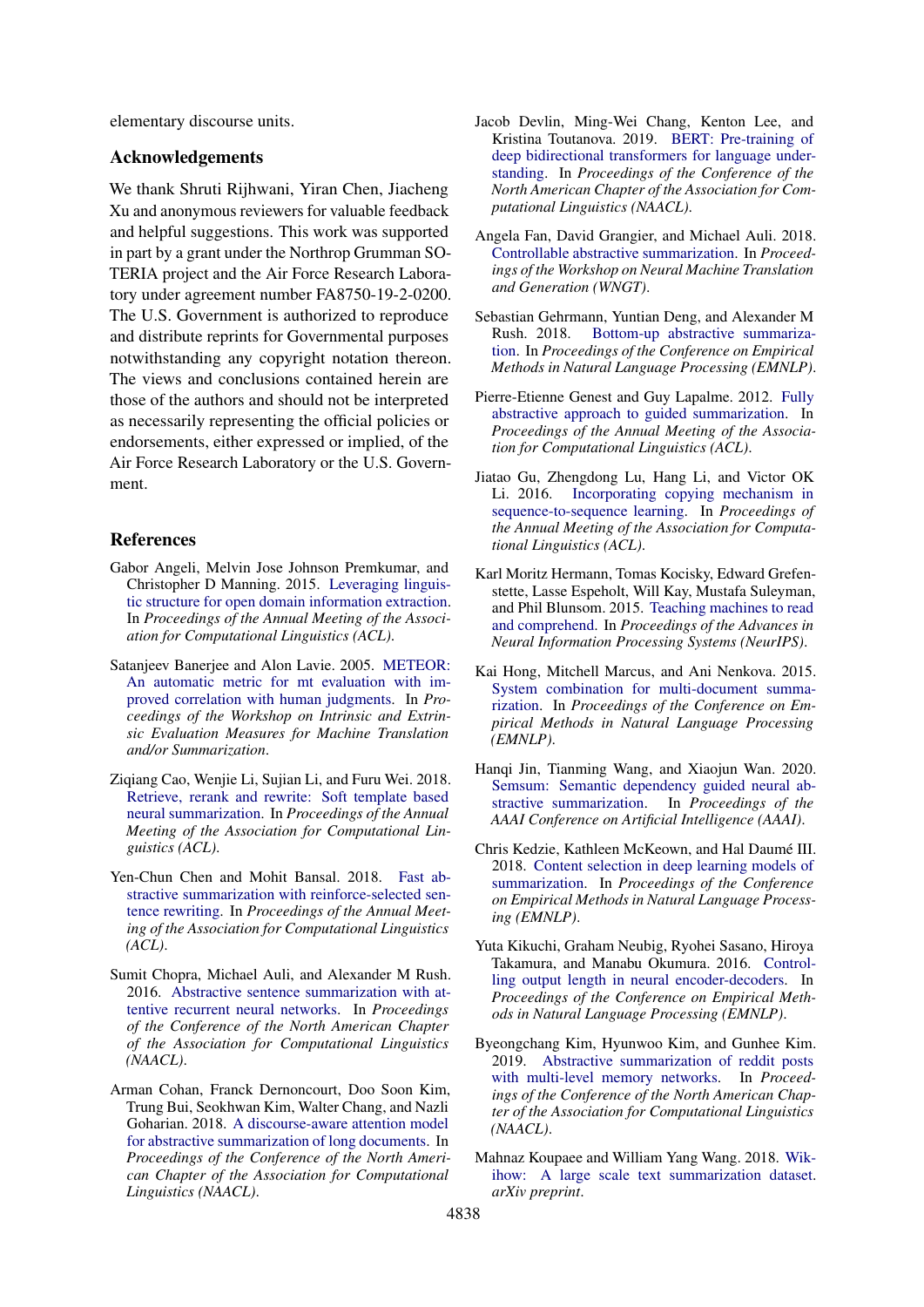elementary discourse units.

## Acknowledgements

We thank Shruti Rijhwani, Yiran Chen, Jiacheng Xu and anonymous reviewers for valuable feedback and helpful suggestions. This work was supported in part by a grant under the Northrop Grumman SOTERIA project and the Air Force Research Laboratory under agreement number FA8750-19-2-0200. The U.S. Government is authorized to reproduce and distribute reprints for Governmental purposes notwithstanding any copyright notation thereon. The views and conclusions contained herein are those of the authors and should not be interpreted as necessarily representing the official policies or endorsements, either expressed or implied, of the Air Force Research Laboratory or the U.S. Government.

## References

Gabor Angeli, Melvin Jose Johnson Premkumar, and Christopher D Manning. 2015. Leveraging linguistic structure for open domain information extraction. In *Proceedings of the Annual Meeting of the Association for Computational Linguistics (ACL)*.

Satanjeev Banerjee and Alon Lavie. 2005. METEOR: An automatic metric for mt evaluation with improved correlation with human judgments. In *Proceedings of the Workshop on Intrinsic and Extrinsic Evaluation Measures for Machine Translation and/or Summarization*.

Ziqiang Cao, Wenjie Li, Sujian Li, and Furu Wei. 2018. Retrieve, rerank and rewrite: Soft template based neural summarization. In *Proceedings of the Annual Meeting of the Association for Computational Linguistics (ACL)*.

Yen-Chun Chen and Mohit Bansal. 2018. Fast abstractive summarization with reinforce-selected sentence rewriting. In *Proceedings of the Annual Meeting of the Association for Computational Linguistics (ACL)*.

Sumit Chopra, Michael Auli, and Alexander M Rush. 2016. Abstractive sentence summarization with attentive recurrent neural networks. In *Proceedings of the Conference of the North American Chapter of the Association for Computational Linguistics (NAACL)*.

Arman Cohan, Franck Dernoncourt, Doo Soon Kim, Trung Bui, Seokhwan Kim, Walter Chang, and Nazli Goharian. 2018. A discourse-aware attention model for abstractive summarization of long documents. In *Proceedings of the Conference of the North American Chapter of the Association for Computational Linguistics (NAACL)*.

Jacob Devlin, Ming-Wei Chang, Kenton Lee, and Kristina Toutanova. 2019. BERT: Pre-training of deep bidirectional transformers for language understanding. In *Proceedings of the Conference of the North American Chapter of the Association for Computational Linguistics (NAACL)*.

Angela Fan, David Grangier, and Michael Auli. 2018. Controllable abstractive summarization. In *Proceedings of the Workshop on Neural Machine Translation and Generation (WNGT)*.

Sebastian Gehrmann, Yuntian Deng, and Alexander M Rush. 2018. Bottom-up abstractive summarization. In *Proceedings of the Conference on Empirical Methods in Natural Language Processing (EMNLP)*.

Pierre-Etienne Genest and Guy Lapalme. 2012. Fully abstractive approach to guided summarization. In *Proceedings of the Annual Meeting of the Association for Computational Linguistics (ACL)*.

Jiatao Gu, Zhengdong Lu, Hang Li, and Victor OK Li. 2016. Incorporating copying mechanism in sequence-to-sequence learning. In *Proceedings of the Annual Meeting of the Association for Computational Linguistics (ACL)*.

Karl Moritz Hermann, Tomas Kocisky, Edward Grefenstette, Lasse Espeholt, Will Kay, Mustafa Suleyman, and Phil Blunsom. 2015. Teaching machines to read and comprehend. In *Proceedings of the Advances in Neural Information Processing Systems (NeurIPS)*.

Kai Hong, Mitchell Marcus, and Ani Nenkova. 2015. System combination for multi-document summarization. In *Proceedings of the Conference on Empirical Methods in Natural Language Processing (EMNLP)*.

Hanqi Jin, Tianming Wang, and Xiaojun Wan. 2020. Semsum: Semantic dependency guided neural abstractive summarization. In *Proceedings of the AAAI Conference on Artificial Intelligence (AAAI)*.

Chris Kedzie, Kathleen McKeown, and Hal Daumé III. 2018. Content selection in deep learning models of summarization. In *Proceedings of the Conference on Empirical Methods in Natural Language Processing (EMNLP)*.

Yuta Kikuchi, Graham Neubig, Ryohei Sasano, Hiroya Takamura, and Manabu Okumura. 2016. Controlling output length in neural encoder-decoders. In *Proceedings of the Conference on Empirical Methods in Natural Language Processing (EMNLP)*.

Byeongchang Kim, Hyunwoo Kim, and Gunhee Kim. 2019. Abstractive summarization of reddit posts with multi-level memory networks. In *Proceedings of the Conference of the North American Chapter of the Association for Computational Linguistics (NAACL)*.

Mahnaz Koupaee and William Yang Wang. 2018. Wikihow: A large scale text summarization dataset. *arXiv preprint*.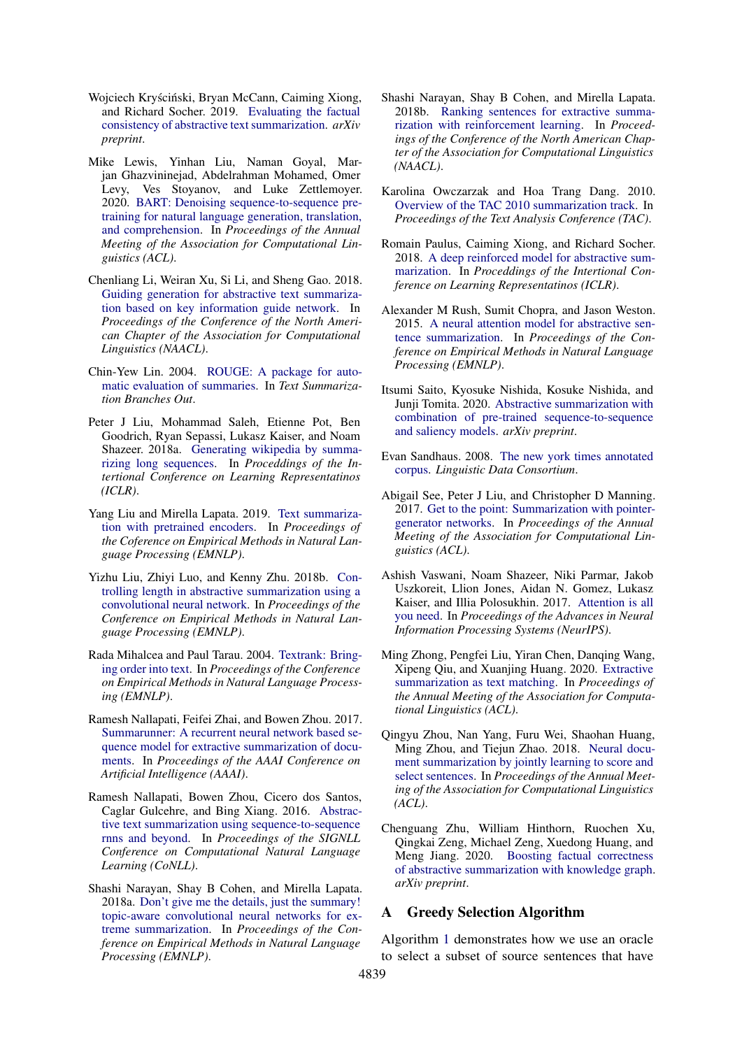Wojciech Kryściński, Bryan McCann, Caiming Xiong, and Richard Socher. 2019. Evaluating the factual consistency of abstractive text summarization. *arXiv preprint*.

Mike Lewis, Yinhan Liu, Naman Goyal, Marjan Ghazvininejad, Abdelrahman Mohamed, Omer Levy, Ves Stoyanov, and Luke Zettlemoyer. 2020. BART: Denoising sequence-to-sequence pre-training for natural language generation, translation, and comprehension. In *Proceedings of the Annual Meeting of the Association for Computational Linguistics (ACL)*.

Chenliang Li, Weiran Xu, Si Li, and Sheng Gao. 2018. Guiding generation for abstractive text summarization based on key information guide network. In *Proceedings of the Conference of the North American Chapter of the Association for Computational Linguistics (NAACL)*.

Chin-Yew Lin. 2004. ROUGE: A package for automatic evaluation of summaries. In *Text Summarization Branches Out*.

Peter J Liu, Mohammad Saleh, Etienne Pot, Ben Goodrich, Ryan Sepassi, Lukasz Kaiser, and Noam Shazeer. 2018a. Generating wikipedia by summarizing long sequences. In *Proceddings of the Intertional Conference on Learning Representatinos (ICLR)*.

Yang Liu and Mirella Lapata. 2019. Text summarization with pretrained encoders. In *Proceedings of the Coference on Empirical Methods in Natural Language Processing (EMNLP)*.

Yizhu Liu, Zhiyi Luo, and Kenny Zhu. 2018b. Controlling length in abstractive summarization using a convolutional neural network. In *Proceedings of the Conference on Empirical Methods in Natural Language Processing (EMNLP)*.

Rada Mihalcea and Paul Tarau. 2004. Textrank: Bringing order into text. In *Proceedings of the Conference on Empirical Methods in Natural Language Processing (EMNLP)*.

Ramesh Nallapati, Feifei Zhai, and Bowen Zhou. 2017. Summarunner: A recurrent neural network based sequence model for extractive summarization of documents. In *Proceedings of the AAAI Conference on Artificial Intelligence (AAAI)*.

Ramesh Nallapati, Bowen Zhou, Cicero dos Santos, Caglar Gulcehre, and Bing Xiang. 2016. Abstractive text summarization using sequence-to-sequence rnns and beyond. In *Proceedings of the SIGNLL Conference on Computational Natural Language Learning (CoNLL)*.

Shashi Narayan, Shay B Cohen, and Mirella Lapata. 2018a. Don't give me the details, just the summary! topic-aware convolutional neural networks for extreme summarization. In *Proceedings of the Conference on Empirical Methods in Natural Language Processing (EMNLP)*.

Shashi Narayan, Shay B Cohen, and Mirella Lapata. 2018b. Ranking sentences for extractive summarization with reinforcement learning. In *Proceedings of the Conference of the North American Chapter of the Association for Computational Linguistics (NAACL)*.

Karolina Owczarzak and Hoa Trang Dang. 2010. Overview of the TAC 2010 summarization track. In *Proceedings of the Text Analysis Conference (TAC)*.

Romain Paulus, Caiming Xiong, and Richard Socher. 2018. A deep reinforced model for abstractive summarization. In *Proceddings of the Intertional Conference on Learning Representatinos (ICLR)*.

Alexander M Rush, Sumit Chopra, and Jason Weston. 2015. A neural attention model for abstractive sentence summarization. In *Proceedings of the Conference on Empirical Methods in Natural Language Processing (EMNLP)*.

Itsumi Saito, Kyosuke Nishida, Kosuke Nishida, and Junji Tomita. 2020. Abstractive summarization with combination of pre-trained sequence-to-sequence and saliency models. *arXiv preprint*.

Evan Sandhaus. 2008. The new york times annotated corpus. *Linguistic Data Consortium*.

Abigail See, Peter J Liu, and Christopher D Manning. 2017. Get to the point: Summarization with pointer-generator networks. In *Proceedings of the Annual Meeting of the Association for Computational Linguistics (ACL)*.

Ashish Vaswani, Noam Shazeer, Niki Parmar, Jakob Uszkoreit, Llion Jones, Aidan N. Gomez, Lukasz Kaiser, and Illia Polosukhin. 2017. Attention is all you need. In *Proceedings of the Advances in Neural Information Processing Systems (NeurIPS)*.

Ming Zhong, Pengfei Liu, Yiran Chen, Danqing Wang, Xipeng Qiu, and Xuanjing Huang. 2020. Extractive summarization as text matching. In *Proceedings of the Annual Meeting of the Association for Computational Linguistics (ACL)*.

Qingyu Zhou, Nan Yang, Furu Wei, Shaohan Huang, Ming Zhou, and Tiejun Zhao. 2018. Neural document summarization by jointly learning to score and select sentences. In *Proceedings of the Annual Meeting of the Association for Computational Linguistics (ACL)*.

Chenguang Zhu, William Hinthorn, Ruochen Xu, Qingkai Zeng, Michael Zeng, Xuedong Huang, and Meng Jiang. 2020. Boosting factual correctness of abstractive summarization with knowledge graph. *arXiv preprint*.

## A Greedy Selection Algorithm

Algorithm 1 demonstrates how we use an oracle to select a subset of source sentences that have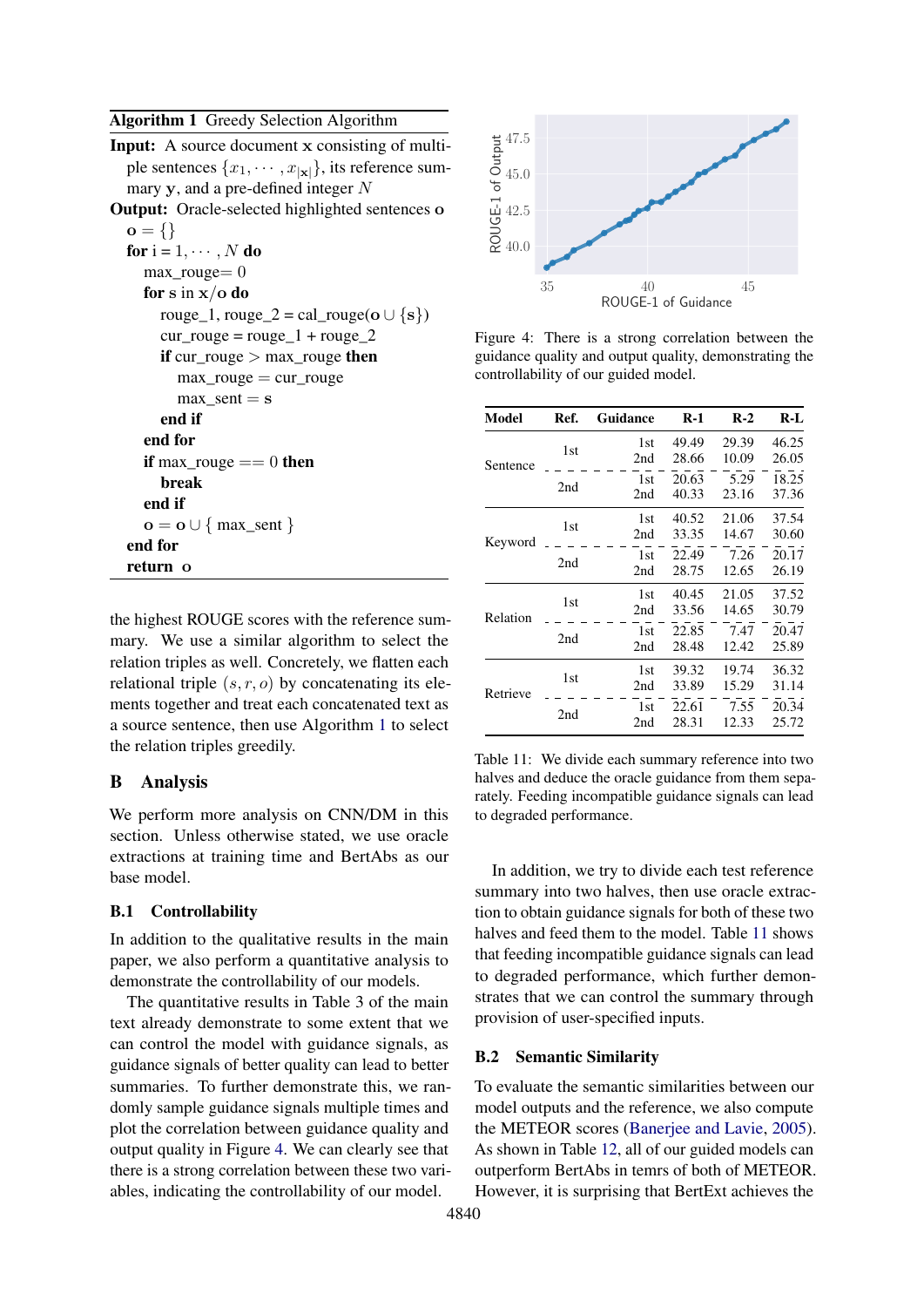**Algorithm 1** Greedy Selection Algorithm

**Input:** A source document $\mathbf{x}$ consisting of multiple sentences $\{x_1, \cdots, x_{|\mathbf{x}|}\}$, its reference summary $\mathbf{y}$, and a pre-defined integer $N$

**Output:** Oracle-selected highlighted sentences $\mathbf{o}$

```
o = {}
for i = 1, ··· , N do
    max_rouge= 0
    for s in x/o do
        rouge_1, rouge_2 = cal_rouge(o ∪ {s})
        cur_rouge = rouge_1 + rouge_2
        if cur_rouge > max_rouge then
            max_rouge = cur_rouge
            max_sent = s
        end if
    end for
    if max_rouge == 0 then
        break
    end if
    o = o ∪ { max_sent }
end for
return o
```

the highest ROUGE scores with the reference summary. We use a similar algorithm to select the relation triples as well. Concretely, we flatten each relational triple $(s, r, o)$ by concatenating its elements together and treat each concatenated text as a source sentence, then use Algorithm 1 to select the relation triples greedily.

## B Analysis

We perform more analysis on CNN/DM in this section. Unless otherwise stated, we use oracle extractions at training time and BertAbs as our base model.

### B.1 Controllability

In addition to the qualitative results in the main paper, we also perform a quantitative analysis to demonstrate the controllability of our models.

The quantitative results in Table 3 of the main text already demonstrate to some extent that we can control the model with guidance signals, as guidance signals of better quality can lead to better summaries. To further demonstrate this, we randomly sample guidance signals multiple times and plot the correlation between guidance quality and output quality in Figure 4. We can clearly see that there is a strong correlation between these two variables, indicating the controllability of our model.

Figure 4: There is a strong correlation between the guidance quality and output quality, demonstrating the controllability of our guided model.

| Model | Ref. | Guidance | R-1 | R-2 | R-L |
|---|---|---|---|---|---|
| Sentence | 1st | 1st | 49.49 | 29.39 | 46.25 |
| | | 2nd | 28.66 | 10.09 | 26.05 |
| | 2nd | 1st | 20.63 | 5.29 | 18.25 |
| | | 2nd | 40.33 | 23.16 | 37.36 |
| Keyword | 1st | 1st | 40.52 | 21.06 | 37.54 |
| | | 2nd | 33.35 | 14.67 | 30.60 |
| | 2nd | 1st | 22.49 | 7.26 | 20.17 |
| | | 2nd | 28.75 | 12.65 | 26.19 |
| Relation | 1st | 1st | 40.45 | 21.05 | 37.52 |
| | | 2nd | 33.56 | 14.65 | 30.79 |
| | 2nd | 1st | 22.85 | 7.47 | 20.47 |
| | | 2nd | 28.48 | 12.42 | 25.89 |
| Retrieve | 1st | 1st | 39.32 | 19.74 | 36.32 |
| | | 2nd | 33.89 | 15.29 | 31.14 |
| | 2nd | 1st | 22.61 | 7.55 | 20.34 |
| | | 2nd | 28.31 | 12.33 | 25.72 |

Table 11: We divide each summary reference into two halves and deduce the oracle guidance from them separately. Feeding incompatible guidance signals can lead to degraded performance.

In addition, we try to divide each test reference summary into two halves, then use oracle extraction to obtain guidance signals for both of these two halves and feed them to the model. Table 11 shows that feeding incompatible guidance signals can lead to degraded performance, which further demonstrates that we can control the summary through provision of user-specified inputs.

### B.2 Semantic Similarity

To evaluate the semantic similarities between our model outputs and the reference, we also compute the METEOR scores (Banerjee and Lavie, 2005). As shown in Table 12, all of our guided models can outperform BertAbs in temrs of both of METEOR. However, it is surprising that BertExt achieves the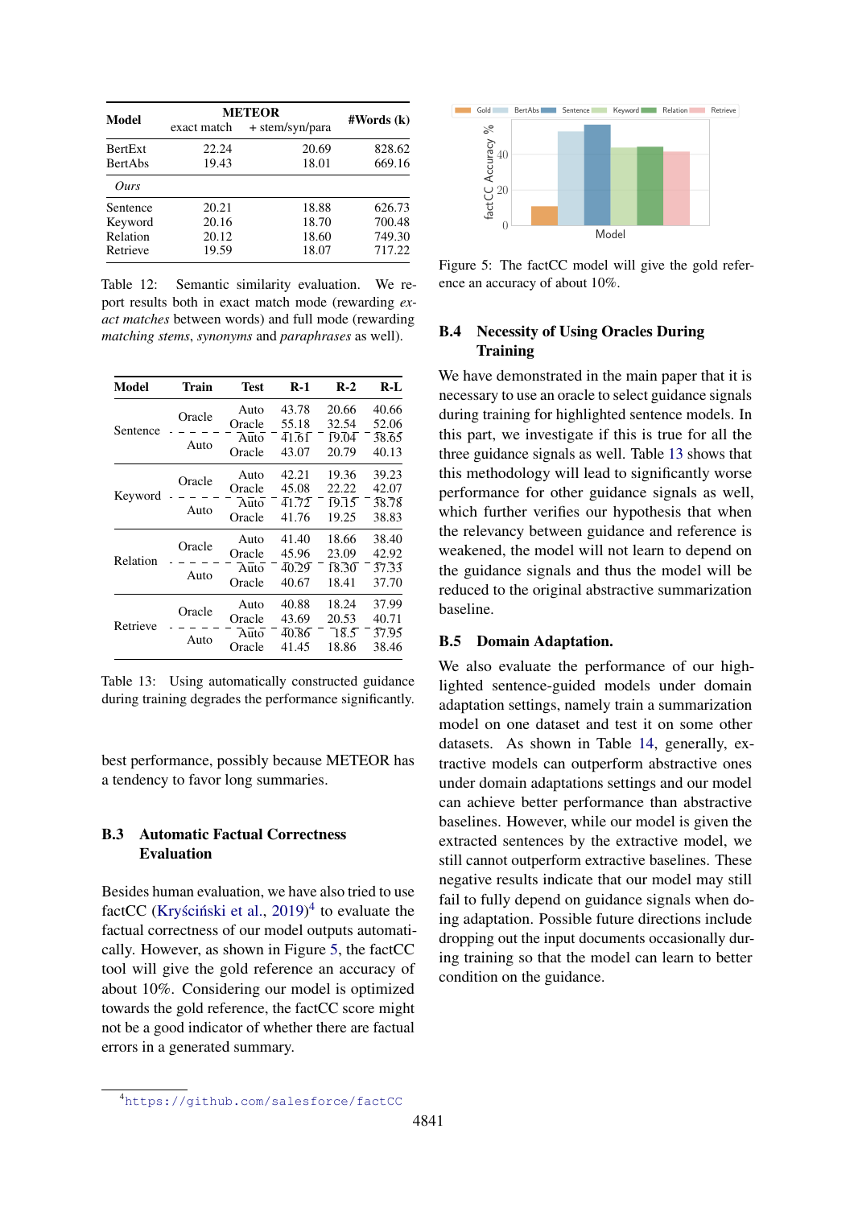| Model | METEOR exact match | METEOR + stem/syn/para | #Words (k) |
|---|---|---|---|
| BertExt | 22.24 | 20.69 | 828.62 |
| BertAbs | 19.43 | 18.01 | 669.16 |
| *Ours* | | | |
| Sentence | 20.21 | 18.88 | 626.73 |
| Keyword | 20.16 | 18.70 | 700.48 |
| Relation | 20.12 | 18.60 | 749.30 |
| Retrieve | 19.59 | 18.07 | 717.22 |

Table 12: Semantic similarity evaluation. We report results both in exact match mode (rewarding *exact matches* between words) and full mode (rewarding *matching stems*, *synonyms* and *paraphrases* as well).

| Model | Train | Test | R-1 | R-2 | R-L |
|---|---|---|---|---|---|
| Sentence | Oracle | Auto | 43.78 | 20.66 | 40.66 |
| | | Oracle | 55.18 | 32.54 | 52.06 |
| | Auto | Auto | 41.61 | 19.04 | 38.65 |
| | | Oracle | 43.07 | 20.79 | 40.13 |
| Keyword | Oracle | Auto | 42.21 | 19.36 | 39.23 |
| | | Oracle | 45.08 | 22.22 | 42.07 |
| | Auto | Auto | 41.72 | 19.15 | 38.78 |
| | | Oracle | 41.76 | 19.25 | 38.83 |
| Relation | Oracle | Auto | 41.40 | 18.66 | 38.40 |
| | | Oracle | 45.96 | 23.09 | 42.92 |
| | Auto | Auto | 40.29 | 18.30 | 37.33 |
| | | Oracle | 40.67 | 18.41 | 37.70 |
| Retrieve | Oracle | Auto | 40.88 | 18.24 | 37.99 |
| | | Oracle | 43.69 | 20.53 | 40.71 |
| | Auto | Auto | 40.86 | 18.5 | 37.95 |
| | | Oracle | 41.45 | 18.86 | 38.46 |

Table 13: Using automatically constructed guidance during training degrades the performance significantly.

best performance, possibly because METEOR has a tendency to favor long summaries.

### B.3 Automatic Factual Correctness Evaluation

Besides human evaluation, we have also tried to use factCC (Kryściński et al., 2019)[4] to evaluate the factual correctness of our model outputs automatically. However, as shown in Figure 5, the factCC tool will give the gold reference an accuracy of about 10%. Considering our model is optimized towards the gold reference, the factCC score might not be a good indicator of whether there are factual errors in a generated summary.

[4] https://github.com/salesforce/factCC

Figure 5: The factCC model will give the gold reference an accuracy of about 10%.

### B.4 Necessity of Using Oracles During Training

We have demonstrated in the main paper that it is necessary to use an oracle to select guidance signals during training for highlighted sentence models. In this part, we investigate if this is true for all the three guidance signals as well. Table 13 shows that this methodology will lead to significantly worse performance for other guidance signals as well, which further verifies our hypothesis that when the relevancy between guidance and reference is weakened, the model will not learn to depend on the guidance signals and thus the model will be reduced to the original abstractive summarization baseline.

### B.5 Domain Adaptation.

We also evaluate the performance of our highlighted sentence-guided models under domain adaptation settings, namely train a summarization model on one dataset and test it on some other datasets. As shown in Table 14, generally, extractive models can outperform abstractive ones under domain adaptations settings and our model can achieve better performance than abstractive baselines. However, while our model is given the extracted sentences by the extractive model, we still cannot outperform extractive baselines. These negative results indicate that our model may still fail to fully depend on guidance signals when doing adaptation. Possible future directions include dropping out the input documents occasionally during training so that the model can learn to better condition on the guidance.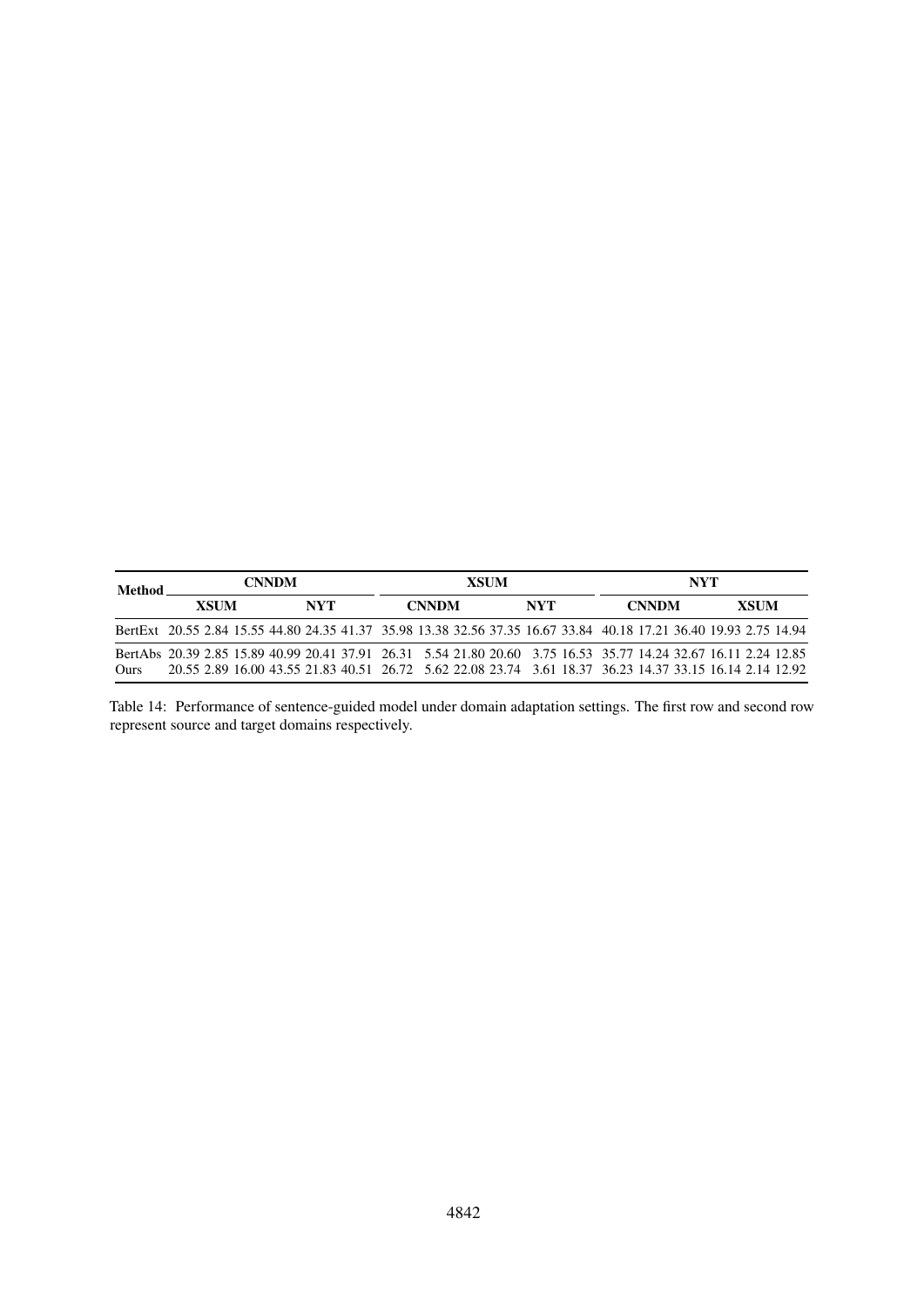| Method | CNNDM | | | | | | XSUM | | | | | | NYT | | | | | |
|---|---|---|---|---|---|---|---|---|---|---|---|---|---|---|---|---|---|---|
| | XSUM | | | NYT | | | CNNDM | | | NYT | | | CNNDM | | | XSUM | | |
| BertExt | 20.55 | 2.84 | 15.55 | 44.80 | 24.35 | 41.37 | 35.98 | 13.38 | 32.56 | 37.35 | 16.67 | 33.84 | 40.18 | 17.21 | 36.40 | 19.93 | 2.75 | 14.94 |
| BertAbs | 20.39 | 2.85 | 15.89 | 40.99 | 20.41 | 37.91 | 26.31 | 5.54 | 21.80 | 20.60 | 3.75 | 16.53 | 35.77 | 14.24 | 32.67 | 16.11 | 2.24 | 12.85 |
| Ours | 20.55 | 2.89 | 16.00 | 43.55 | 21.83 | 40.51 | 26.72 | 5.62 | 22.08 | 23.74 | 3.61 | 18.37 | 36.23 | 14.37 | 33.15 | 16.14 | 2.14 | 12.92 |

Table 14: Performance of sentence-guided model under domain adaptation settings. The first row and second row represent source and target domains respectively.